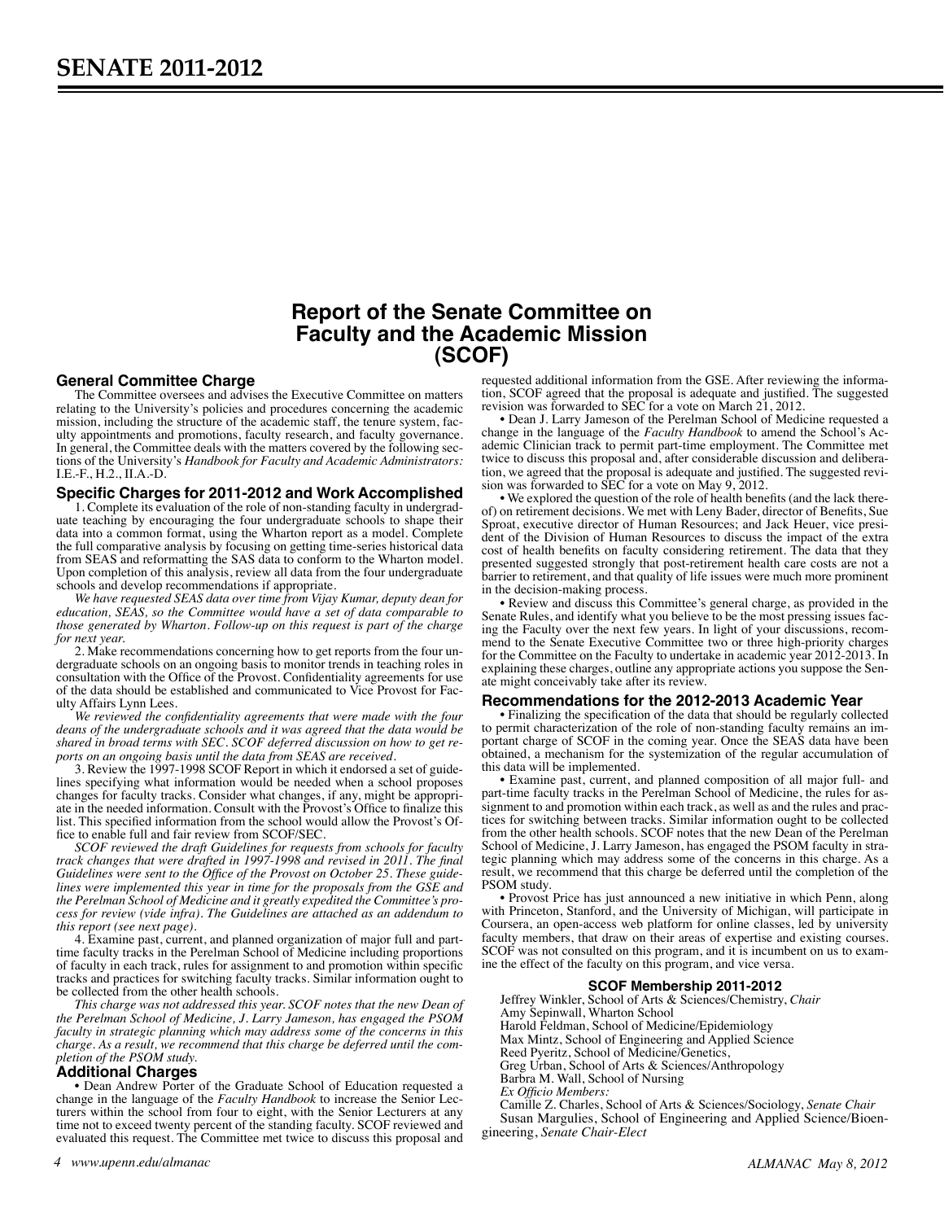# SENATE 2011-2012

## Report of the Senate Committee on Faculty and the Academic Mission (SCOF)

### General Committee Charge

The Committee oversees and advises the Executive Committee on matters relating to the University's policies and procedures concerning the academic mission, including the structure of the academic staff, the tenure system, faculty appointments and promotions, faculty research, and faculty governance. In general, the Committee deals with the matters covered by the following sections of the University's *Handbook for Faculty and Academic Administrators:* I.E.-F., H.2., II.A.-D.

### Specific Charges for 2011-2012 and Work Accomplished

1. Complete its evaluation of the role of non-standing faculty in undergraduate teaching by encouraging the four undergraduate schools to shape their data into a common format, using the Wharton report as a model. Complete the full comparative analysis by focusing on getting time-series historical data from SEAS and reformatting the SAS data to conform to the Wharton model. Upon completion of this analysis, review all data from the four undergraduate schools and develop recommendations if appropriate.

*We have requested SEAS data over time from Vijay Kumar, deputy dean for education, SEAS, so the Committee would have a set of data comparable to those generated by Wharton. Follow-up on this request is part of the charge for next year.*

2. Make recommendations concerning how to get reports from the four undergraduate schools on an ongoing basis to monitor trends in teaching roles in consultation with the Office of the Provost. Confidentiality agreements for use of the data should be established and communicated to Vice Provost for Faculty Affairs Lynn Lees.

*We reviewed the confidentiality agreements that were made with the four deans of the undergraduate schools and it was agreed that the data would be shared in broad terms with SEC. SCOF deferred discussion on how to get reports on an ongoing basis until the data from SEAS are received.*

3. Review the 1997-1998 SCOF Report in which it endorsed a set of guidelines specifying what information would be needed when a school proposes changes for faculty tracks. Consider what changes, if any, might be appropriate in the needed information. Consult with the Provost's Office to finalize this list. This specified information from the school would allow the Provost's Office to enable full and fair review from SCOF/SEC.

*SCOF reviewed the draft Guidelines for requests from schools for faculty track changes that were drafted in 1997-1998 and revised in 2011. The final Guidelines were sent to the Office of the Provost on October 25. These guidelines were implemented this year in time for the proposals from the GSE and the Perelman School of Medicine and it greatly expedited the Committee's process for review (vide infra). The Guidelines are attached as an addendum to this report (see next page).*

4. Examine past, current, and planned organization of major full and part-time faculty tracks in the Perelman School of Medicine including proportions of faculty in each track, rules for assignment to and promotion within specific tracks and practices for switching faculty tracks. Similar information ought to be collected from the other health schools.

*This charge was not addressed this year. SCOF notes that the new Dean of the Perelman School of Medicine, J. Larry Jameson, has engaged the PSOM faculty in strategic planning which may address some of the concerns in this charge. As a result, we recommend that this charge be deferred until the completion of the PSOM study.*

### Additional Charges

- Dean Andrew Porter of the Graduate School of Education requested a change in the language of the *Faculty Handbook* to increase the Senior Lecturers within the school from four to eight, with the Senior Lecturers at any time not to exceed twenty percent of the standing faculty. SCOF reviewed and evaluated this request. The Committee met twice to discuss this proposal and requested additional information from the GSE. After reviewing the information, SCOF agreed that the proposal is adequate and justified. The suggested revision was forwarded to SEC for a vote on March 21, 2012.
- Dean J. Larry Jameson of the Perelman School of Medicine requested a change in the language of the *Faculty Handbook* to amend the School's Academic Clinician track to permit part-time employment. The Committee met twice to discuss this proposal and, after considerable discussion and deliberation, we agreed that the proposal is adequate and justified. The suggested revision was forwarded to SEC for a vote on May 9, 2012.
- We explored the question of the role of health benefits (and the lack thereof) on retirement decisions. We met with Leny Bader, director of Benefits, Sue Sproat, executive director of Human Resources; and Jack Heuer, vice president of the Division of Human Resources to discuss the impact of the extra cost of health benefits on faculty considering retirement. The data that they presented suggested strongly that post-retirement health care costs are not a barrier to retirement, and that quality of life issues were much more prominent in the decision-making process.
- Review and discuss this Committee's general charge, as provided in the Senate Rules, and identify what you believe to be the most pressing issues facing the Faculty over the next few years. In light of your discussions, recommend to the Senate Executive Committee two or three high-priority charges for the Committee on the Faculty to undertake in academic year 2012-2013. In explaining these charges, outline any appropriate actions you suppose the Senate might conceivably take after its review.

### Recommendations for the 2012-2013 Academic Year

- Finalizing the specification of the data that should be regularly collected to permit characterization of the role of non-standing faculty remains an important charge of SCOF in the coming year. Once the SEAS data have been obtained, a mechanism for the systemization of the regular accumulation of this data will be implemented.
- Examine past, current, and planned composition of all major full- and part-time faculty tracks in the Perelman School of Medicine, the rules for assignment to and promotion within each track, as well as and the rules and practices for switching between tracks. Similar information ought to be collected from the other health schools. SCOF notes that the new Dean of the Perelman School of Medicine, J. Larry Jameson, has engaged the PSOM faculty in strategic planning which may address some of the concerns in this charge. As a result, we recommend that this charge be deferred until the completion of the PSOM study.
- Provost Price has just announced a new initiative in which Penn, along with Princeton, Stanford, and the University of Michigan, will participate in Coursera, an open-access web platform for online classes, led by university faculty members, that draw on their areas of expertise and existing courses. SCOF was not consulted on this program, and it is incumbent on us to examine the effect of the faculty on this program, and vice versa.

#### SCOF Membership 2011-2012

Jeffrey Winkler, School of Arts & Sciences/Chemistry, *Chair*
Amy Sepinwall, Wharton School
Harold Feldman, School of Medicine/Epidemiology
Max Mintz, School of Engineering and Applied Science
Reed Pyeritz, School of Medicine/Genetics,
Greg Urban, School of Arts & Sciences/Anthropology
Barbra M. Wall, School of Nursing
*Ex Officio Members:*
Camille Z. Charles, School of Arts & Sciences/Sociology, *Senate Chair*
Susan Margulies, School of Engineering and Applied Science/Bioengineering, *Senate Chair-Elect*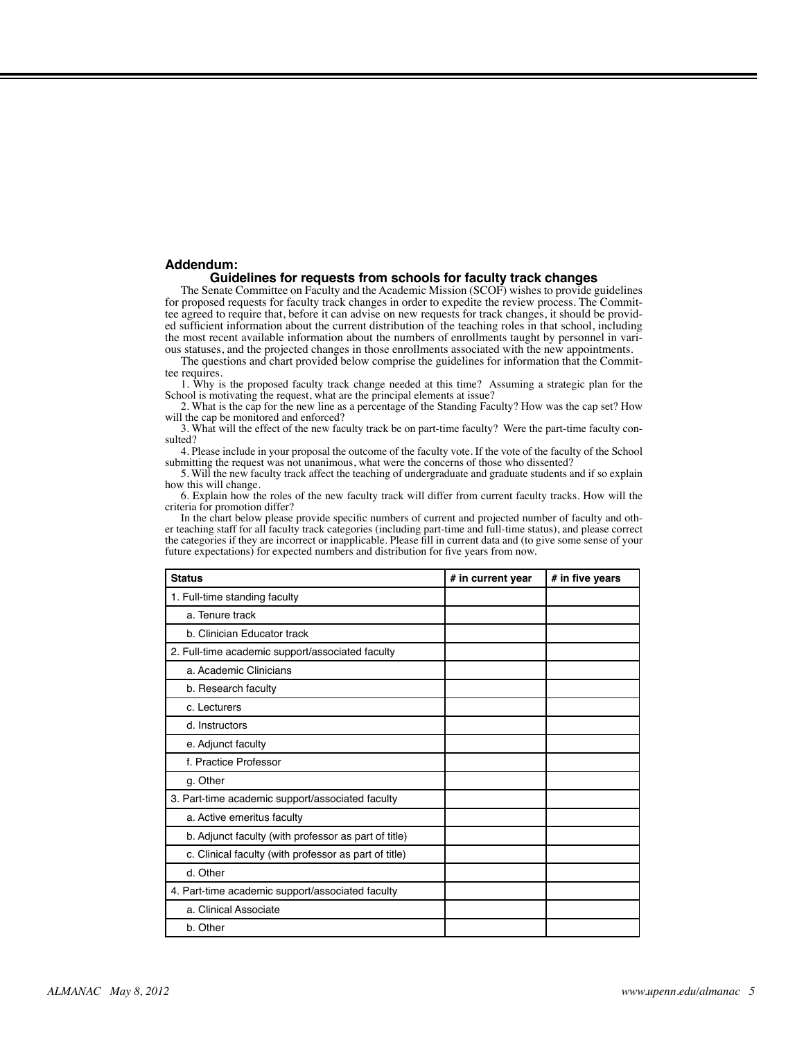**Addendum:**

### Guidelines for requests from schools for faculty track changes

The Senate Committee on Faculty and the Academic Mission (SCOF) wishes to provide guidelines for proposed requests for faculty track changes in order to expedite the review process. The Committee agreed to require that, before it can advise on new requests for track changes, it should be provided sufficient information about the current distribution of the teaching roles in that school, including the most recent available information about the numbers of enrollments taught by personnel in various statuses, and the projected changes in those enrollments associated with the new appointments.

The questions and chart provided below comprise the guidelines for information that the Committee requires.

1. Why is the proposed faculty track change needed at this time? Assuming a strategic plan for the School is motivating the request, what are the principal elements at issue?

2. What is the cap for the new line as a percentage of the Standing Faculty? How was the cap set? How will the cap be monitored and enforced?

3. What will the effect of the new faculty track be on part-time faculty? Were the part-time faculty consulted?

4. Please include in your proposal the outcome of the faculty vote. If the vote of the faculty of the School submitting the request was not unanimous, what were the concerns of those who dissented?

5. Will the new faculty track affect the teaching of undergraduate and graduate students and if so explain how this will change.

6. Explain how the roles of the new faculty track will differ from current faculty tracks. How will the criteria for promotion differ?

In the chart below please provide specific numbers of current and projected number of faculty and other teaching staff for all faculty track categories (including part-time and full-time status), and please correct the categories if they are incorrect or inapplicable. Please fill in current data and (to give some sense of your future expectations) for expected numbers and distribution for five years from now.

| Status | # in current year | # in five years |
|---|---|---|
| 1. Full-time standing faculty | | |
| a. Tenure track | | |
| b. Clinician Educator track | | |
| 2. Full-time academic support/associated faculty | | |
| a. Academic Clinicians | | |
| b. Research faculty | | |
| c. Lecturers | | |
| d. Instructors | | |
| e. Adjunct faculty | | |
| f. Practice Professor | | |
| g. Other | | |
| 3. Part-time academic support/associated faculty | | |
| a. Active emeritus faculty | | |
| b. Adjunct faculty (with professor as part of title) | | |
| c. Clinical faculty (with professor as part of title) | | |
| d. Other | | |
| 4. Part-time academic support/associated faculty | | |
| a. Clinical Associate | | |
| b. Other | | |